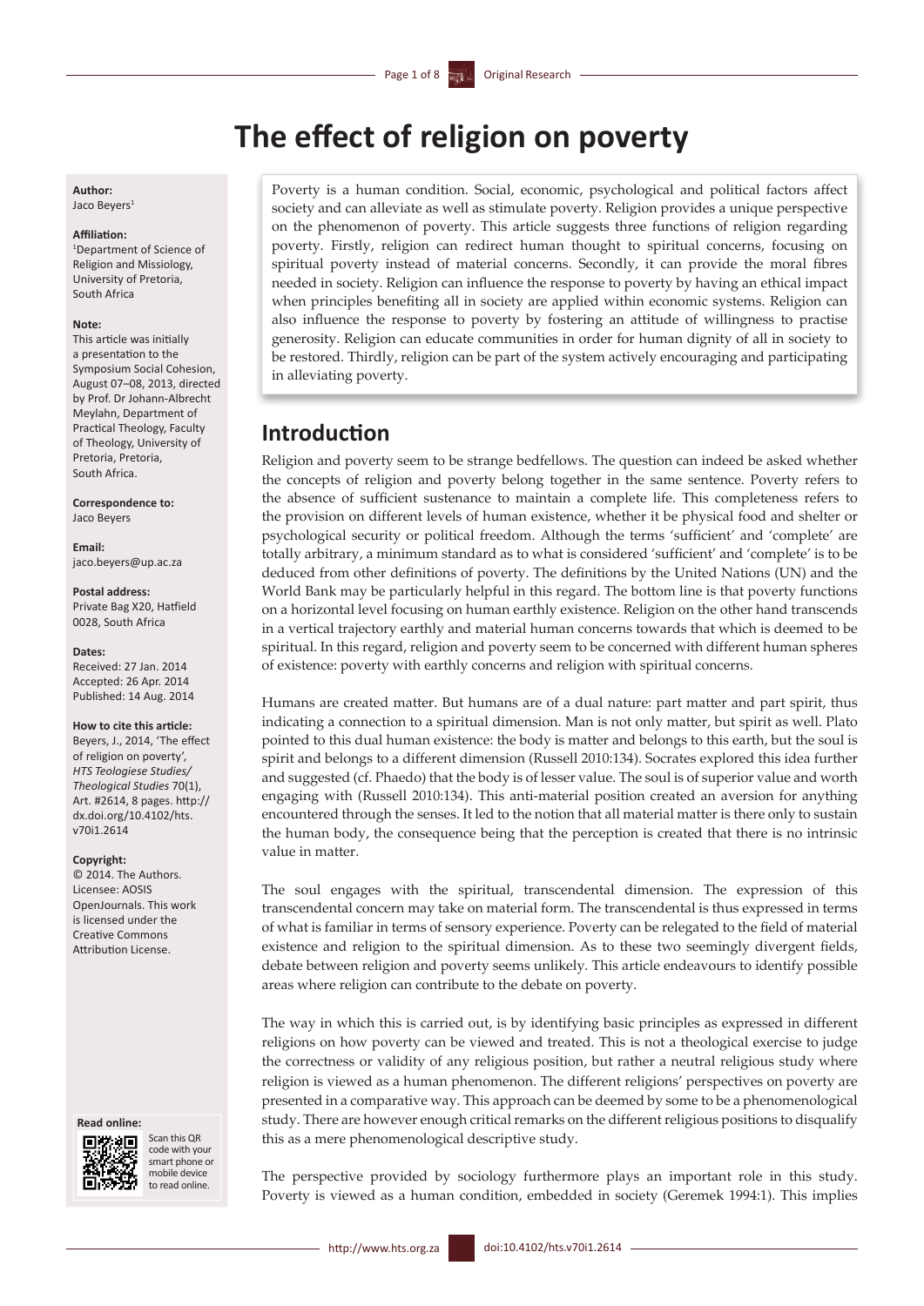# The effect of religion on poverty

**Author:**
Jaco Beyers[1]

**Affiliation:**
[1]Department of Science of Religion and Missiology, University of Pretoria, South Africa

**Note:**
This article was initially a presentation to the Symposium Social Cohesion, August 07–08, 2013, directed by Prof. Dr Johann-Albrecht Meylahn, Department of Practical Theology, Faculty of Theology, University of Pretoria, Pretoria, South Africa.

**Correspondence to:**
Jaco Beyers

**Email:**
jaco.beyers@up.ac.za

**Postal address:**
Private Bag X20, Hatfield 0028, South Africa

**Dates:**
Received: 27 Jan. 2014
Accepted: 26 Apr. 2014
Published: 14 Aug. 2014

**How to cite this article:**
Beyers, J., 2014, 'The effect of religion on poverty', *HTS Teologiese Studies/ Theological Studies* 70(1), Art. #2614, 8 pages. http://dx.doi.org/10.4102/hts.v70i1.2614

**Copyright:**
© 2014. The Authors. Licensee: AOSIS OpenJournals. This work is licensed under the Creative Commons Attribution License.

**Read online:**
Scan this QR code with your smart phone or mobile device to read online.

Poverty is a human condition. Social, economic, psychological and political factors affect society and can alleviate as well as stimulate poverty. Religion provides a unique perspective on the phenomenon of poverty. This article suggests three functions of religion regarding poverty. Firstly, religion can redirect human thought to spiritual concerns, focusing on spiritual poverty instead of material concerns. Secondly, it can provide the moral fibres needed in society. Religion can influence the response to poverty by having an ethical impact when principles benefiting all in society are applied within economic systems. Religion can also influence the response to poverty by fostering an attitude of willingness to practise generosity. Religion can educate communities in order for human dignity of all in society to be restored. Thirdly, religion can be part of the system actively encouraging and participating in alleviating poverty.

## Introduction

Religion and poverty seem to be strange bedfellows. The question can indeed be asked whether the concepts of religion and poverty belong together in the same sentence. Poverty refers to the absence of sufficient sustenance to maintain a complete life. This completeness refers to the provision on different levels of human existence, whether it be physical food and shelter or psychological security or political freedom. Although the terms 'sufficient' and 'complete' are totally arbitrary, a minimum standard as to what is considered 'sufficient' and 'complete' is to be deduced from other definitions of poverty. The definitions by the United Nations (UN) and the World Bank may be particularly helpful in this regard. The bottom line is that poverty functions on a horizontal level focusing on human earthly existence. Religion on the other hand transcends in a vertical trajectory earthly and material human concerns towards that which is deemed to be spiritual. In this regard, religion and poverty seem to be concerned with different human spheres of existence: poverty with earthly concerns and religion with spiritual concerns.

Humans are created matter. But humans are of a dual nature: part matter and part spirit, thus indicating a connection to a spiritual dimension. Man is not only matter, but spirit as well. Plato pointed to this dual human existence: the body is matter and belongs to this earth, but the soul is spirit and belongs to a different dimension (Russell 2010:134). Socrates explored this idea further and suggested (cf. Phaedo) that the body is of lesser value. The soul is of superior value and worth engaging with (Russell 2010:134). This anti-material position created an aversion for anything encountered through the senses. It led to the notion that all material matter is there only to sustain the human body, the consequence being that the perception is created that there is no intrinsic value in matter.

The soul engages with the spiritual, transcendental dimension. The expression of this transcendental concern may take on material form. The transcendental is thus expressed in terms of what is familiar in terms of sensory experience. Poverty can be relegated to the field of material existence and religion to the spiritual dimension. As to these two seemingly divergent fields, debate between religion and poverty seems unlikely. This article endeavours to identify possible areas where religion can contribute to the debate on poverty.

The way in which this is carried out, is by identifying basic principles as expressed in different religions on how poverty can be viewed and treated. This is not a theological exercise to judge the correctness or validity of any religious position, but rather a neutral religious study where religion is viewed as a human phenomenon. The different religions' perspectives on poverty are presented in a comparative way. This approach can be deemed by some to be a phenomenological study. There are however enough critical remarks on the different religious positions to disqualify this as a mere phenomenological descriptive study.

The perspective provided by sociology furthermore plays an important role in this study. Poverty is viewed as a human condition, embedded in society (Geremek 1994:1). This implies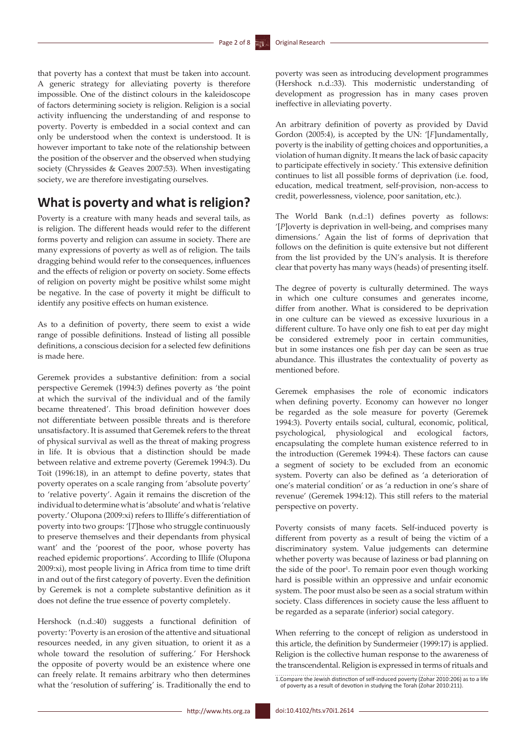that poverty has a context that must be taken into account. A generic strategy for alleviating poverty is therefore impossible. One of the distinct colours in the kaleidoscope of factors determining society is religion. Religion is a social activity influencing the understanding of and response to poverty. Poverty is embedded in a social context and can only be understood when the context is understood. It is however important to take note of the relationship between the position of the observer and the observed when studying society (Chryssides & Geaves 2007:53). When investigating society, we are therefore investigating ourselves.

## What is poverty and what is religion?

Poverty is a creature with many heads and several tails, as is religion. The different heads would refer to the different forms poverty and religion can assume in society. There are many expressions of poverty as well as of religion. The tails dragging behind would refer to the consequences, influences and the effects of religion or poverty on society. Some effects of religion on poverty might be positive whilst some might be negative. In the case of poverty it might be difficult to identify any positive effects on human existence.

As to a definition of poverty, there seem to exist a wide range of possible definitions. Instead of listing all possible definitions, a conscious decision for a selected few definitions is made here.

Geremek provides a substantive definition: from a social perspective Geremek (1994:3) defines poverty as 'the point at which the survival of the individual and of the family became threatened'. This broad definition however does not differentiate between possible threats and is therefore unsatisfactory. It is assumed that Geremek refers to the threat of physical survival as well as the threat of making progress in life. It is obvious that a distinction should be made between relative and extreme poverty (Geremek 1994:3). Du Toit (1996:18), in an attempt to define poverty, states that poverty operates on a scale ranging from 'absolute poverty' to 'relative poverty'. Again it remains the discretion of the individual to determine what is 'absolute' and what is 'relative poverty.' Olupona (2009:xi) refers to Illiffe's differentiation of poverty into two groups: '[*T*]hose who struggle continuously to preserve themselves and their dependants from physical want' and the 'poorest of the poor, whose poverty has reached epidemic proportions'. According to Illife (Olupona 2009:xi), most people living in Africa from time to time drift in and out of the first category of poverty. Even the definition by Geremek is not a complete substantive definition as it does not define the true essence of poverty completely.

Hershock (n.d.:40) suggests a functional definition of poverty: 'Poverty is an erosion of the attentive and situational resources needed, in any given situation, to orient it as a whole toward the resolution of suffering.' For Hershock the opposite of poverty would be an existence where one can freely relate. It remains arbitrary who then determines what the 'resolution of suffering' is. Traditionally the end to poverty was seen as introducing development programmes (Hershock n.d.:33). This modernistic understanding of development as progression has in many cases proven ineffective in alleviating poverty.

An arbitrary definition of poverty as provided by David Gordon (2005:4), is accepted by the UN: '[*F*]undamentally, poverty is the inability of getting choices and opportunities, a violation of human dignity. It means the lack of basic capacity to participate effectively in society.' This extensive definition continues to list all possible forms of deprivation (i.e. food, education, medical treatment, self-provision, non-access to credit, powerlessness, violence, poor sanitation, etc.).

The World Bank (n.d.:1) defines poverty as follows: '[*P*]overty is deprivation in well-being, and comprises many dimensions.' Again the list of forms of deprivation that follows on the definition is quite extensive but not different from the list provided by the UN's analysis. It is therefore clear that poverty has many ways (heads) of presenting itself.

The degree of poverty is culturally determined. The ways in which one culture consumes and generates income, differ from another. What is considered to be deprivation in one culture can be viewed as excessive luxurious in a different culture. To have only one fish to eat per day might be considered extremely poor in certain communities, but in some instances one fish per day can be seen as true abundance. This illustrates the contextuality of poverty as mentioned before.

Geremek emphasises the role of economic indicators when defining poverty. Economy can however no longer be regarded as the sole measure for poverty (Geremek 1994:3). Poverty entails social, cultural, economic, political, psychological, physiological and ecological factors, encapsulating the complete human existence referred to in the introduction (Geremek 1994:4). These factors can cause a segment of society to be excluded from an economic system. Poverty can also be defined as 'a deterioration of one's material condition' or as 'a reduction in one's share of revenue' (Geremek 1994:12). This still refers to the material perspective on poverty.

Poverty consists of many facets. Self-induced poverty is different from poverty as a result of being the victim of a discriminatory system. Value judgements can determine whether poverty was because of laziness or bad planning on the side of the poor[1]. To remain poor even though working hard is possible within an oppressive and unfair economic system. The poor must also be seen as a social stratum within society. Class differences in society cause the less affluent to be regarded as a separate (inferior) social category.

When referring to the concept of religion as understood in this article, the definition by Sundermeier (1999:17) is applied. Religion is the collective human response to the awareness of the transcendental. Religion is expressed in terms of rituals and

1. Compare the Jewish distinction of self-induced poverty (Zohar 2010:206) as to a life of poverty as a result of devotion in studying the Torah (Zohar 2010:211).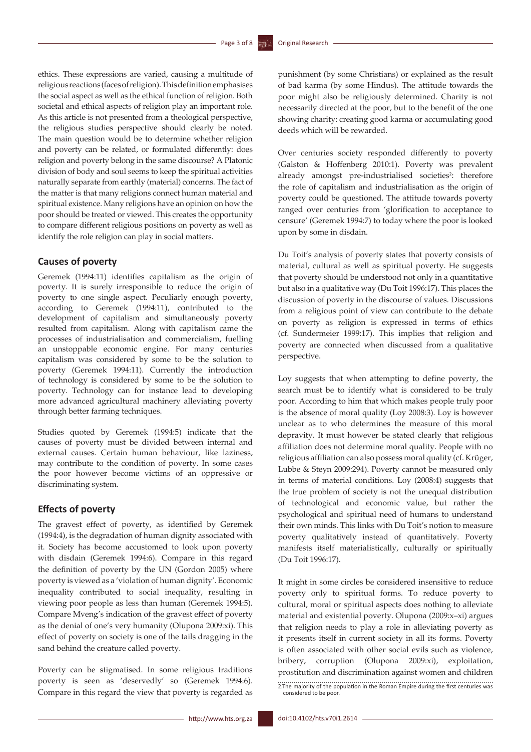ethics. These expressions are varied, causing a multitude of religious reactions (faces of religion). This definition emphasises the social aspect as well as the ethical function of religion. Both societal and ethical aspects of religion play an important role. As this article is not presented from a theological perspective, the religious studies perspective should clearly be noted. The main question would be to determine whether religion and poverty can be related, or formulated differently: does religion and poverty belong in the same discourse? A Platonic division of body and soul seems to keep the spiritual activities naturally separate from earthly (material) concerns. The fact of the matter is that many religions connect human material and spiritual existence. Many religions have an opinion on how the poor should be treated or viewed. This creates the opportunity to compare different religious positions on poverty as well as identify the role religion can play in social matters.

## Causes of poverty

Geremek (1994:11) identifies capitalism as the origin of poverty. It is surely irresponsible to reduce the origin of poverty to one single aspect. Peculiarly enough poverty, according to Geremek (1994:11), contributed to the development of capitalism and simultaneously poverty resulted from capitalism. Along with capitalism came the processes of industrialisation and commercialism, fuelling an unstoppable economic engine. For many centuries capitalism was considered by some to be the solution to poverty (Geremek 1994:11). Currently the introduction of technology is considered by some to be the solution to poverty. Technology can for instance lead to developing more advanced agricultural machinery alleviating poverty through better farming techniques.

Studies quoted by Geremek (1994:5) indicate that the causes of poverty must be divided between internal and external causes. Certain human behaviour, like laziness, may contribute to the condition of poverty. In some cases the poor however become victims of an oppressive or discriminating system.

## Effects of poverty

The gravest effect of poverty, as identified by Geremek (1994:4), is the degradation of human dignity associated with it. Society has become accustomed to look upon poverty with disdain (Geremek 1994:6). Compare in this regard the definition of poverty by the UN (Gordon 2005) where poverty is viewed as a 'violation of human dignity'. Economic inequality contributed to social inequality, resulting in viewing poor people as less than human (Geremek 1994:5). Compare Mveng's indication of the gravest effect of poverty as the denial of one's very humanity (Olupona 2009:xi). This effect of poverty on society is one of the tails dragging in the sand behind the creature called poverty.

Poverty can be stigmatised. In some religious traditions poverty is seen as 'deservedly' so (Geremek 1994:6). Compare in this regard the view that poverty is regarded as punishment (by some Christians) or explained as the result of bad karma (by some Hindus). The attitude towards the poor might also be religiously determined. Charity is not necessarily directed at the poor, but to the benefit of the one showing charity: creating good karma or accumulating good deeds which will be rewarded.

Over centuries society responded differently to poverty (Galston & Hoffenberg 2010:1). Poverty was prevalent already amongst pre-industrialised societies[2]: therefore the role of capitalism and industrialisation as the origin of poverty could be questioned. The attitude towards poverty ranged over centuries from 'glorification to acceptance to censure' (Geremek 1994:7) to today where the poor is looked upon by some in disdain.

Du Toit's analysis of poverty states that poverty consists of material, cultural as well as spiritual poverty. He suggests that poverty should be understood not only in a quantitative but also in a qualitative way (Du Toit 1996:17). This places the discussion of poverty in the discourse of values. Discussions from a religious point of view can contribute to the debate on poverty as religion is expressed in terms of ethics (cf. Sundermeier 1999:17). This implies that religion and poverty are connected when discussed from a qualitative perspective.

Loy suggests that when attempting to define poverty, the search must be to identify what is considered to be truly poor. According to him that which makes people truly poor is the absence of moral quality (Loy 2008:3). Loy is however unclear as to who determines the measure of this moral depravity. It must however be stated clearly that religious affiliation does not determine moral quality. People with no religious affiliation can also possess moral quality (cf. Krüger, Lubbe & Steyn 2009:294). Poverty cannot be measured only in terms of material conditions. Loy (2008:4) suggests that the true problem of society is not the unequal distribution of technological and economic value, but rather the psychological and spiritual need of humans to understand their own minds. This links with Du Toit's notion to measure poverty qualitatively instead of quantitatively. Poverty manifests itself materialistically, culturally or spiritually (Du Toit 1996:17).

It might in some circles be considered insensitive to reduce poverty only to spiritual forms. To reduce poverty to cultural, moral or spiritual aspects does nothing to alleviate material and existential poverty. Olupona (2009:x–xi) argues that religion needs to play a role in alleviating poverty as it presents itself in current society in all its forms. Poverty is often associated with other social evils such as violence, bribery, corruption (Olupona 2009:xi), exploitation, prostitution and discrimination against women and children

2. The majority of the population in the Roman Empire during the first centuries was considered to be poor.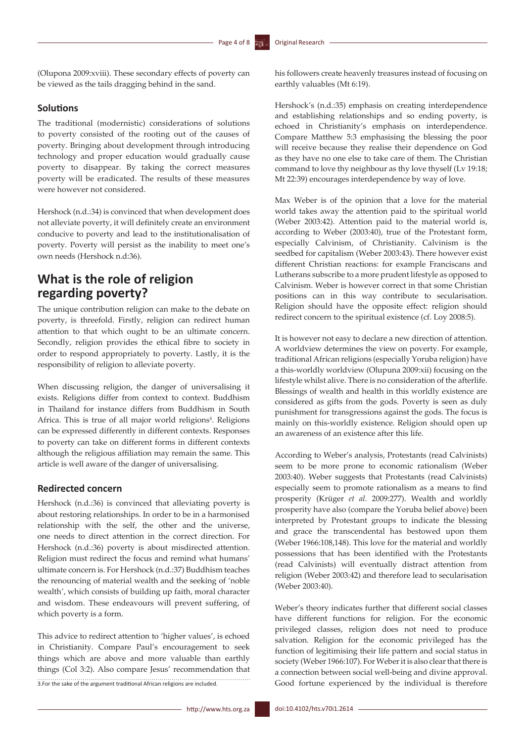(Olupona 2009:xviii). These secondary effects of poverty can be viewed as the tails dragging behind in the sand.

### Solutions

The traditional (modernistic) considerations of solutions to poverty consisted of the rooting out of the causes of poverty. Bringing about development through introducing technology and proper education would gradually cause poverty to disappear. By taking the correct measures poverty will be eradicated. The results of these measures were however not considered.

Hershock (n.d.:34) is convinced that when development does not alleviate poverty, it will definitely create an environment conducive to poverty and lead to the institutionalisation of poverty. Poverty will persist as the inability to meet one's own needs (Hershock n.d:36).

## What is the role of religion regarding poverty?

The unique contribution religion can make to the debate on poverty, is threefold. Firstly, religion can redirect human attention to that which ought to be an ultimate concern. Secondly, religion provides the ethical fibre to society in order to respond appropriately to poverty. Lastly, it is the responsibility of religion to alleviate poverty.

When discussing religion, the danger of universalising it exists. Religions differ from context to context. Buddhism in Thailand for instance differs from Buddhism in South Africa. This is true of all major world religions[3]. Religions can be expressed differently in different contexts. Responses to poverty can take on different forms in different contexts although the religious affiliation may remain the same. This article is well aware of the danger of universalising.

### Redirected concern

Hershock (n.d.:36) is convinced that alleviating poverty is about restoring relationships. In order to be in a harmonised relationship with the self, the other and the universe, one needs to direct attention in the correct direction. For Hershock (n.d.:36) poverty is about misdirected attention. Religion must redirect the focus and remind what humans' ultimate concern is. For Hershock (n.d.:37) Buddhism teaches the renouncing of material wealth and the seeking of 'noble wealth', which consists of building up faith, moral character and wisdom. These endeavours will prevent suffering, of which poverty is a form.

This advice to redirect attention to 'higher values', is echoed in Christianity. Compare Paul's encouragement to seek things which are above and more valuable than earthly things (Col 3:2). Also compare Jesus' recommendation that his followers create heavenly treasures instead of focusing on earthly valuables (Mt 6:19).

Hershock's (n.d.:35) emphasis on creating interdependence and establishing relationships and so ending poverty, is echoed in Christianity's emphasis on interdependence. Compare Matthew 5:3 emphasising the blessing the poor will receive because they realise their dependence on God as they have no one else to take care of them. The Christian command to love thy neighbour as thy love thyself (Lv 19:18; Mt 22:39) encourages interdependence by way of love.

Max Weber is of the opinion that a love for the material world takes away the attention paid to the spiritual world (Weber 2003:42). Attention paid to the material world is, according to Weber (2003:40), true of the Protestant form, especially Calvinism, of Christianity. Calvinism is the seedbed for capitalism (Weber 2003:43). There however exist different Christian reactions: for example Franciscans and Lutherans subscribe to a more prudent lifestyle as opposed to Calvinism. Weber is however correct in that some Christian positions can in this way contribute to secularisation. Religion should have the opposite effect: religion should redirect concern to the spiritual existence (cf. Loy 2008:5).

It is however not easy to declare a new direction of attention. A worldview determines the view on poverty. For example, traditional African religions (especially Yoruba religion) have a this-worldly worldview (Olupuna 2009:xii) focusing on the lifestyle whilst alive. There is no consideration of the afterlife. Blessings of wealth and health in this worldly existence are considered as gifts from the gods. Poverty is seen as duly punishment for transgressions against the gods. The focus is mainly on this-worldly existence. Religion should open up an awareness of an existence after this life.

According to Weber's analysis, Protestants (read Calvinists) seem to be more prone to economic rationalism (Weber 2003:40). Weber suggests that Protestants (read Calvinists) especially seem to promote rationalism as a means to find prosperity (Krüger *et al.* 2009:277). Wealth and worldly prosperity have also (compare the Yoruba belief above) been interpreted by Protestant groups to indicate the blessing and grace the transcendental has bestowed upon them (Weber 1966:108,148). This love for the material and worldly possessions that has been identified with the Protestants (read Calvinists) will eventually distract attention from religion (Weber 2003:42) and therefore lead to secularisation (Weber 2003:40).

Weber's theory indicates further that different social classes have different functions for religion. For the economic privileged classes, religion does not need to produce salvation. Religion for the economic privileged has the function of legitimising their life pattern and social status in society (Weber 1966:107). For Weber it is also clear that there is a connection between social well-being and divine approval. Good fortune experienced by the individual is therefore

3.For the sake of the argument traditional African religions are included.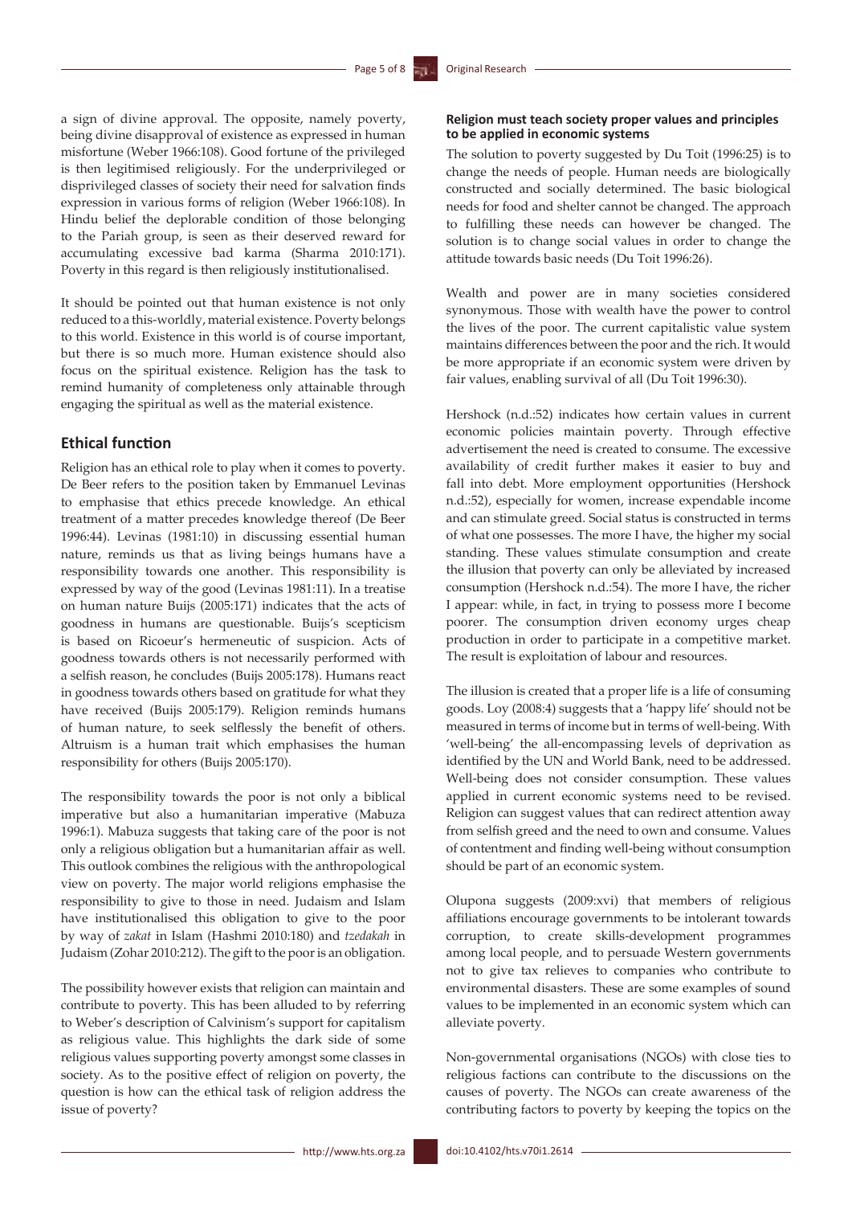a sign of divine approval. The opposite, namely poverty, being divine disapproval of existence as expressed in human misfortune (Weber 1966:108). Good fortune of the privileged is then legitimised religiously. For the underprivileged or disprivileged classes of society their need for salvation finds expression in various forms of religion (Weber 1966:108). In Hindu belief the deplorable condition of those belonging to the Pariah group, is seen as their deserved reward for accumulating excessive bad karma (Sharma 2010:171). Poverty in this regard is then religiously institutionalised.

It should be pointed out that human existence is not only reduced to a this-worldly, material existence. Poverty belongs to this world. Existence in this world is of course important, but there is so much more. Human existence should also focus on the spiritual existence. Religion has the task to remind humanity of completeness only attainable through engaging the spiritual as well as the material existence.

## Ethical function

Religion has an ethical role to play when it comes to poverty. De Beer refers to the position taken by Emmanuel Levinas to emphasise that ethics precede knowledge. An ethical treatment of a matter precedes knowledge thereof (De Beer 1996:44). Levinas (1981:10) in discussing essential human nature, reminds us that as living beings humans have a responsibility towards one another. This responsibility is expressed by way of the good (Levinas 1981:11). In a treatise on human nature Buijs (2005:171) indicates that the acts of goodness in humans are questionable. Buijs's scepticism is based on Ricoeur's hermeneutic of suspicion. Acts of goodness towards others is not necessarily performed with a selfish reason, he concludes (Buijs 2005:178). Humans react in goodness towards others based on gratitude for what they have received (Buijs 2005:179). Religion reminds humans of human nature, to seek selflessly the benefit of others. Altruism is a human trait which emphasises the human responsibility for others (Buijs 2005:170).

The responsibility towards the poor is not only a biblical imperative but also a humanitarian imperative (Mabuza 1996:1). Mabuza suggests that taking care of the poor is not only a religious obligation but a humanitarian affair as well. This outlook combines the religious with the anthropological view on poverty. The major world religions emphasise the responsibility to give to those in need. Judaism and Islam have institutionalised this obligation to give to the poor by way of *zakat* in Islam (Hashmi 2010:180) and *tzedakah* in Judaism (Zohar 2010:212). The gift to the poor is an obligation.

The possibility however exists that religion can maintain and contribute to poverty. This has been alluded to by referring to Weber's description of Calvinism's support for capitalism as religious value. This highlights the dark side of some religious values supporting poverty amongst some classes in society. As to the positive effect of religion on poverty, the question is how can the ethical task of religion address the issue of poverty?

### Religion must teach society proper values and principles to be applied in economic systems

The solution to poverty suggested by Du Toit (1996:25) is to change the needs of people. Human needs are biologically constructed and socially determined. The basic biological needs for food and shelter cannot be changed. The approach to fulfilling these needs can however be changed. The solution is to change social values in order to change the attitude towards basic needs (Du Toit 1996:26).

Wealth and power are in many societies considered synonymous. Those with wealth have the power to control the lives of the poor. The current capitalistic value system maintains differences between the poor and the rich. It would be more appropriate if an economic system were driven by fair values, enabling survival of all (Du Toit 1996:30).

Hershock (n.d.:52) indicates how certain values in current economic policies maintain poverty. Through effective advertisement the need is created to consume. The excessive availability of credit further makes it easier to buy and fall into debt. More employment opportunities (Hershock n.d.:52), especially for women, increase expendable income and can stimulate greed. Social status is constructed in terms of what one possesses. The more I have, the higher my social standing. These values stimulate consumption and create the illusion that poverty can only be alleviated by increased consumption (Hershock n.d.:54). The more I have, the richer I appear: while, in fact, in trying to possess more I become poorer. The consumption driven economy urges cheap production in order to participate in a competitive market. The result is exploitation of labour and resources.

The illusion is created that a proper life is a life of consuming goods. Loy (2008:4) suggests that a 'happy life' should not be measured in terms of income but in terms of well-being. With 'well-being' the all-encompassing levels of deprivation as identified by the UN and World Bank, need to be addressed. Well-being does not consider consumption. These values applied in current economic systems need to be revised. Religion can suggest values that can redirect attention away from selfish greed and the need to own and consume. Values of contentment and finding well-being without consumption should be part of an economic system.

Olupona suggests (2009:xvi) that members of religious affiliations encourage governments to be intolerant towards corruption, to create skills-development programmes among local people, and to persuade Western governments not to give tax relieves to companies who contribute to environmental disasters. These are some examples of sound values to be implemented in an economic system which can alleviate poverty.

Non-governmental organisations (NGOs) with close ties to religious factions can contribute to the discussions on the causes of poverty. The NGOs can create awareness of the contributing factors to poverty by keeping the topics on the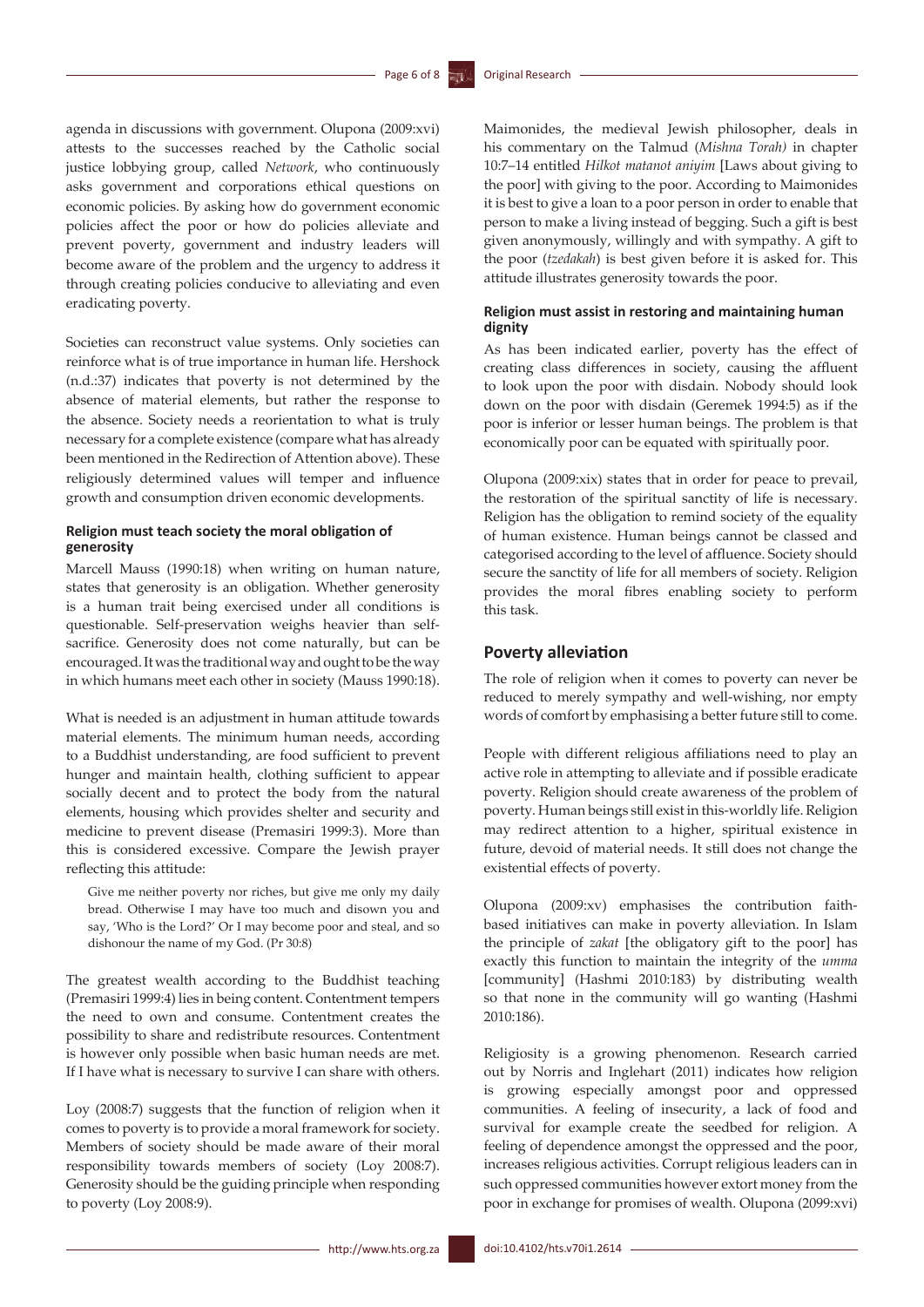agenda in discussions with government. Olupona (2009:xvi) attests to the successes reached by the Catholic social justice lobbying group, called *Network*, who continuously asks government and corporations ethical questions on economic policies. By asking how do government economic policies affect the poor or how do policies alleviate and prevent poverty, government and industry leaders will become aware of the problem and the urgency to address it through creating policies conducive to alleviating and even eradicating poverty.

Societies can reconstruct value systems. Only societies can reinforce what is of true importance in human life. Hershock (n.d.:37) indicates that poverty is not determined by the absence of material elements, but rather the response to the absence. Society needs a reorientation to what is truly necessary for a complete existence (compare what has already been mentioned in the Redirection of Attention above). These religiously determined values will temper and influence growth and consumption driven economic developments.

#### Religion must teach society the moral obligation of generosity

Marcell Mauss (1990:18) when writing on human nature, states that generosity is an obligation. Whether generosity is a human trait being exercised under all conditions is questionable. Self-preservation weighs heavier than self-sacrifice. Generosity does not come naturally, but can be encouraged. It was the traditional way and ought to be the way in which humans meet each other in society (Mauss 1990:18).

What is needed is an adjustment in human attitude towards material elements. The minimum human needs, according to a Buddhist understanding, are food sufficient to prevent hunger and maintain health, clothing sufficient to appear socially decent and to protect the body from the natural elements, housing which provides shelter and security and medicine to prevent disease (Premasiri 1999:3). More than this is considered excessive. Compare the Jewish prayer reflecting this attitude:

> Give me neither poverty nor riches, but give me only my daily bread. Otherwise I may have too much and disown you and say, 'Who is the Lord?' Or I may become poor and steal, and so dishonour the name of my God. (Pr 30:8)

The greatest wealth according to the Buddhist teaching (Premasiri 1999:4) lies in being content. Contentment tempers the need to own and consume. Contentment creates the possibility to share and redistribute resources. Contentment is however only possible when basic human needs are met. If I have what is necessary to survive I can share with others.

Loy (2008:7) suggests that the function of religion when it comes to poverty is to provide a moral framework for society. Members of society should be made aware of their moral responsibility towards members of society (Loy 2008:7). Generosity should be the guiding principle when responding to poverty (Loy 2008:9).

Maimonides, the medieval Jewish philosopher, deals in his commentary on the Talmud (*Mishna Torah)* in chapter 10:7–14 entitled *Hilkot matanot aniyim* [Laws about giving to the poor] with giving to the poor. According to Maimonides it is best to give a loan to a poor person in order to enable that person to make a living instead of begging. Such a gift is best given anonymously, willingly and with sympathy. A gift to the poor (*tzedakah*) is best given before it is asked for. This attitude illustrates generosity towards the poor.

#### Religion must assist in restoring and maintaining human dignity

As has been indicated earlier, poverty has the effect of creating class differences in society, causing the affluent to look upon the poor with disdain. Nobody should look down on the poor with disdain (Geremek 1994:5) as if the poor is inferior or lesser human beings. The problem is that economically poor can be equated with spiritually poor.

Olupona (2009:xix) states that in order for peace to prevail, the restoration of the spiritual sanctity of life is necessary. Religion has the obligation to remind society of the equality of human existence. Human beings cannot be classed and categorised according to the level of affluence. Society should secure the sanctity of life for all members of society. Religion provides the moral fibres enabling society to perform this task.

### Poverty alleviation

The role of religion when it comes to poverty can never be reduced to merely sympathy and well-wishing, nor empty words of comfort by emphasising a better future still to come.

People with different religious affiliations need to play an active role in attempting to alleviate and if possible eradicate poverty. Religion should create awareness of the problem of poverty. Human beings still exist in this-worldly life. Religion may redirect attention to a higher, spiritual existence in future, devoid of material needs. It still does not change the existential effects of poverty.

Olupona (2009:xv) emphasises the contribution faith-based initiatives can make in poverty alleviation. In Islam the principle of *zakat* [the obligatory gift to the poor] has exactly this function to maintain the integrity of the *umma* [community] (Hashmi 2010:183) by distributing wealth so that none in the community will go wanting (Hashmi 2010:186).

Religiosity is a growing phenomenon. Research carried out by Norris and Inglehart (2011) indicates how religion is growing especially amongst poor and oppressed communities. A feeling of insecurity, a lack of food and survival for example create the seedbed for religion. A feeling of dependence amongst the oppressed and the poor, increases religious activities. Corrupt religious leaders can in such oppressed communities however extort money from the poor in exchange for promises of wealth. Olupona (2099:xvi)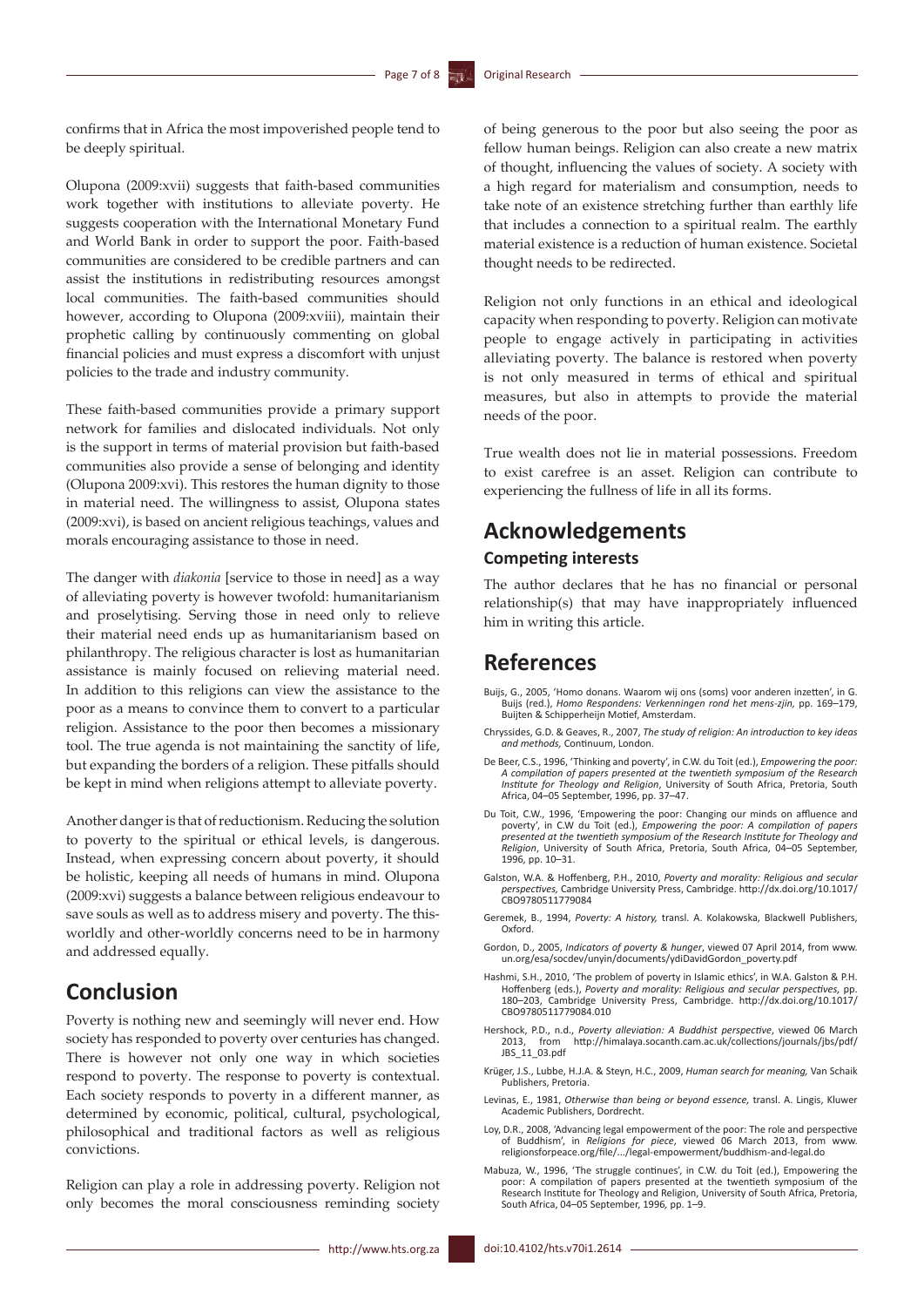confirms that in Africa the most impoverished people tend to be deeply spiritual.

Olupona (2009:xvii) suggests that faith-based communities work together with institutions to alleviate poverty. He suggests cooperation with the International Monetary Fund and World Bank in order to support the poor. Faith-based communities are considered to be credible partners and can assist the institutions in redistributing resources amongst local communities. The faith-based communities should however, according to Olupona (2009:xviii), maintain their prophetic calling by continuously commenting on global financial policies and must express a discomfort with unjust policies to the trade and industry community.

These faith-based communities provide a primary support network for families and dislocated individuals. Not only is the support in terms of material provision but faith-based communities also provide a sense of belonging and identity (Olupona 2009:xvi). This restores the human dignity to those in material need. The willingness to assist, Olupona states (2009:xvi), is based on ancient religious teachings, values and morals encouraging assistance to those in need.

The danger with *diakonia* [service to those in need] as a way of alleviating poverty is however twofold: humanitarianism and proselytising. Serving those in need only to relieve their material need ends up as humanitarianism based on philanthropy. The religious character is lost as humanitarian assistance is mainly focused on relieving material need. In addition to this religions can view the assistance to the poor as a means to convince them to convert to a particular religion. Assistance to the poor then becomes a missionary tool. The true agenda is not maintaining the sanctity of life, but expanding the borders of a religion. These pitfalls should be kept in mind when religions attempt to alleviate poverty.

Another danger is that of reductionism. Reducing the solution to poverty to the spiritual or ethical levels, is dangerous. Instead, when expressing concern about poverty, it should be holistic, keeping all needs of humans in mind. Olupona (2009:xvi) suggests a balance between religious endeavour to save souls as well as to address misery and poverty. The this-worldly and other-worldly concerns need to be in harmony and addressed equally.

## Conclusion

Poverty is nothing new and seemingly will never end. How society has responded to poverty over centuries has changed. There is however not only one way in which societies respond to poverty. The response to poverty is contextual. Each society responds to poverty in a different manner, as determined by economic, political, cultural, psychological, philosophical and traditional factors as well as religious convictions.

Religion can play a role in addressing poverty. Religion not only becomes the moral consciousness reminding society of being generous to the poor but also seeing the poor as fellow human beings. Religion can also create a new matrix of thought, influencing the values of society. A society with a high regard for materialism and consumption, needs to take note of an existence stretching further than earthly life that includes a connection to a spiritual realm. The earthly material existence is a reduction of human existence. Societal thought needs to be redirected.

Religion not only functions in an ethical and ideological capacity when responding to poverty. Religion can motivate people to engage actively in participating in activities alleviating poverty. The balance is restored when poverty is not only measured in terms of ethical and spiritual measures, but also in attempts to provide the material needs of the poor.

True wealth does not lie in material possessions. Freedom to exist carefree is an asset. Religion can contribute to experiencing the fullness of life in all its forms.

## Acknowledgements

### Competing interests

The author declares that he has no financial or personal relationship(s) that may have inappropriately influenced him in writing this article.

## References

Buijs, G., 2005, 'Homo donans. Waarom wij ons (soms) voor anderen inzetten', in G. Buijs (red.), *Homo Respondens: Verkenningen rond het mens-zijn,* pp. 169–179, Buijten & Schipperheijn Motief, Amsterdam.

Chryssides, G.D. & Geaves, R., 2007, *The study of religion: An introduction to key ideas and methods,* Continuum, London.

De Beer, C.S., 1996, 'Thinking and poverty', in C.W. du Toit (ed.), *Empowering the poor: A compilation of papers presented at the twentieth symposium of the Research Institute for Theology and Religion*, University of South Africa, Pretoria, South Africa, 04–05 September, 1996, pp. 37–47.

Du Toit, C.W., 1996, 'Empowering the poor: Changing our minds on affluence and poverty', in C.W du Toit (ed.), *Empowering the poor: A compilation of papers presented at the twentieth symposium of the Research Institute for Theology and Religion*, University of South Africa, Pretoria, South Africa, 04–05 September, 1996, pp. 10–31.

Galston, W.A. & Hoffenberg, P.H., 2010, *Poverty and morality: Religious and secular perspectives,* Cambridge University Press, Cambridge. http://dx.doi.org/10.1017/CBO9780511779084

Geremek, B., 1994, *Poverty: A history,* transl. A. Kolakowska, Blackwell Publishers, Oxford.

Gordon, D., 2005, *Indicators of poverty & hunger*, viewed 07 April 2014, from www.un.org/esa/socdev/unyin/documents/ydiDavidGordon_poverty.pdf

Hashmi, S.H., 2010, 'The problem of poverty in Islamic ethics', in W.A. Galston & P.H. Hoffenberg (eds.), *Poverty and morality: Religious and secular perspectives,* pp. 180–203, Cambridge University Press, Cambridge. http://dx.doi.org/10.1017/CBO9780511779084.010

Hershock, P.D., n.d., *Poverty alleviation: A Buddhist perspective*, viewed 06 March 2013, from http://himalaya.socanth.cam.ac.uk/collections/journals/jbs/pdf/JBS_11_03.pdf

Krüger, J.S., Lubbe, H.J.A. & Steyn, H.C., 2009, *Human search for meaning,* Van Schaik Publishers, Pretoria.

Levinas, E., 1981, *Otherwise than being or beyond essence,* transl. A. Lingis, Kluwer Academic Publishers, Dordrecht.

Loy, D.R., 2008, 'Advancing legal empowerment of the poor: The role and perspective of Buddhism', in *Religions for piece*, viewed 06 March 2013, from www.religionsforpeace.org/file/.../legal-empowerment/buddhism-and-legal.do

Mabuza, W., 1996, 'The struggle continues', in C.W. du Toit (ed.), Empowering the poor: A compilation of papers presented at the twentieth symposium of the Research Institute for Theology and Religion, University of South Africa, Pretoria, South Africa, 04–05 September, 1996, pp. 1–9.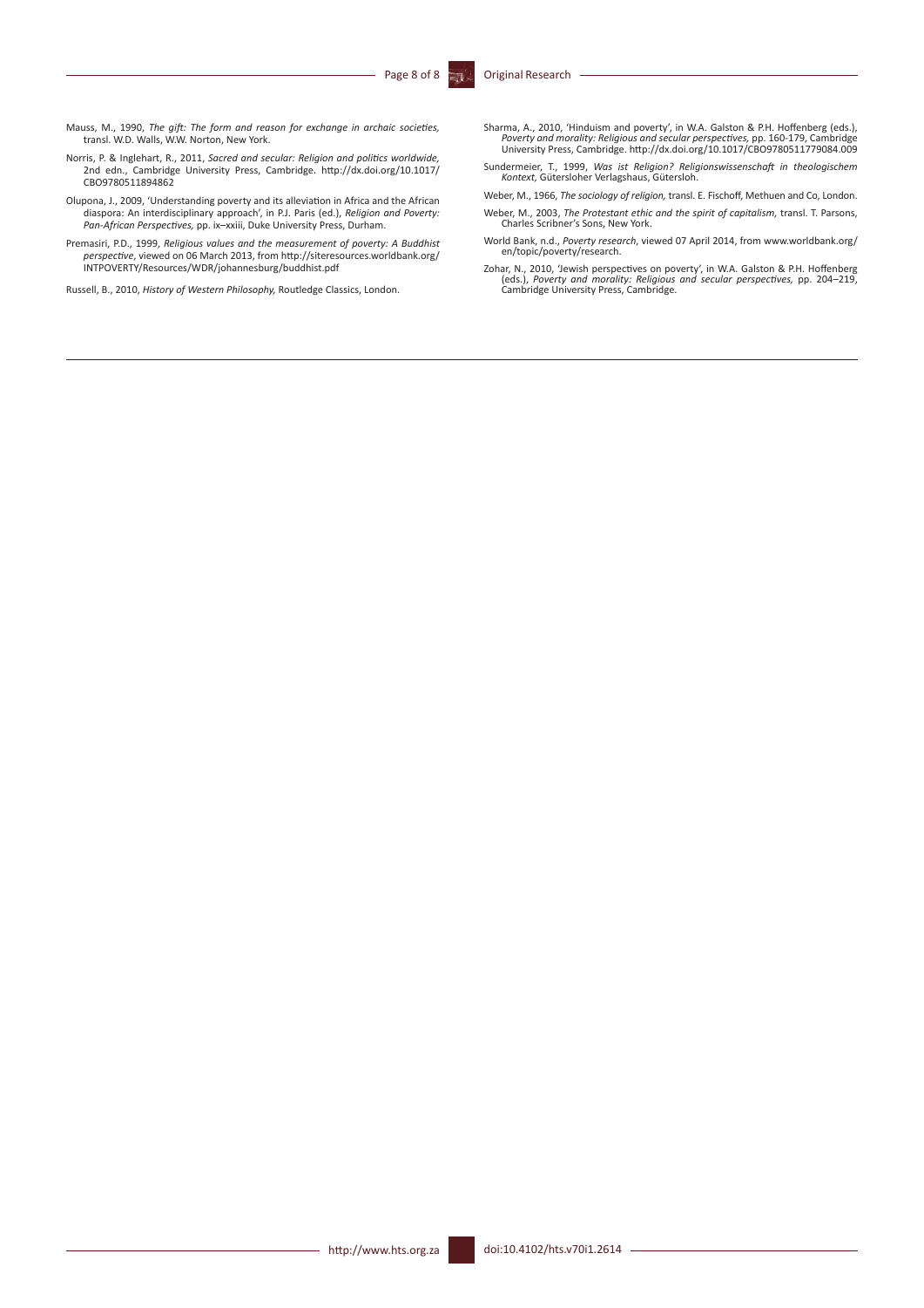Mauss, M., 1990, *The gift: The form and reason for exchange in archaic societies,* transl. W.D. Walls, W.W. Norton, New York.

Norris, P. & Inglehart, R., 2011, *Sacred and secular: Religion and politics worldwide,* 2nd edn., Cambridge University Press, Cambridge. http://dx.doi.org/10.1017/CBO9780511894862

Olupona, J., 2009, 'Understanding poverty and its alleviation in Africa and the African diaspora: An interdisciplinary approach', in P.J. Paris (ed.), *Religion and Poverty: Pan-African Perspectives,* pp. ix–xxiii, Duke University Press, Durham.

Premasiri, P.D., 1999, *Religious values and the measurement of poverty: A Buddhist perspective*, viewed on 06 March 2013, from http://siteresources.worldbank.org/INTPOVERTY/Resources/WDR/johannesburg/buddhist.pdf

Russell, B., 2010, *History of Western Philosophy,* Routledge Classics, London.

Sharma, A., 2010, 'Hinduism and poverty', in W.A. Galston & P.H. Hoffenberg (eds.), *Poverty and morality: Religious and secular perspectives,* pp. 160-179, Cambridge University Press, Cambridge. http://dx.doi.org/10.1017/CBO9780511779084.009

Sundermeier, T., 1999, *Was ist Religion? Religionswissenschaft in theologischem Kontext,* Gütersloher Verlagshaus, Gütersloh.

Weber, M., 1966, *The sociology of religion,* transl. E. Fischoff, Methuen and Co, London.

Weber, M., 2003, *The Protestant ethic and the spirit of capitalism,* transl. T. Parsons, Charles Scribner's Sons, New York.

World Bank, n.d., *Poverty research*, viewed 07 April 2014, from www.worldbank.org/en/topic/poverty/research.

Zohar, N., 2010, 'Jewish perspectives on poverty', in W.A. Galston & P.H. Hoffenberg (eds.), *Poverty and morality: Religious and secular perspectives,* pp. 204–219, Cambridge University Press, Cambridge.